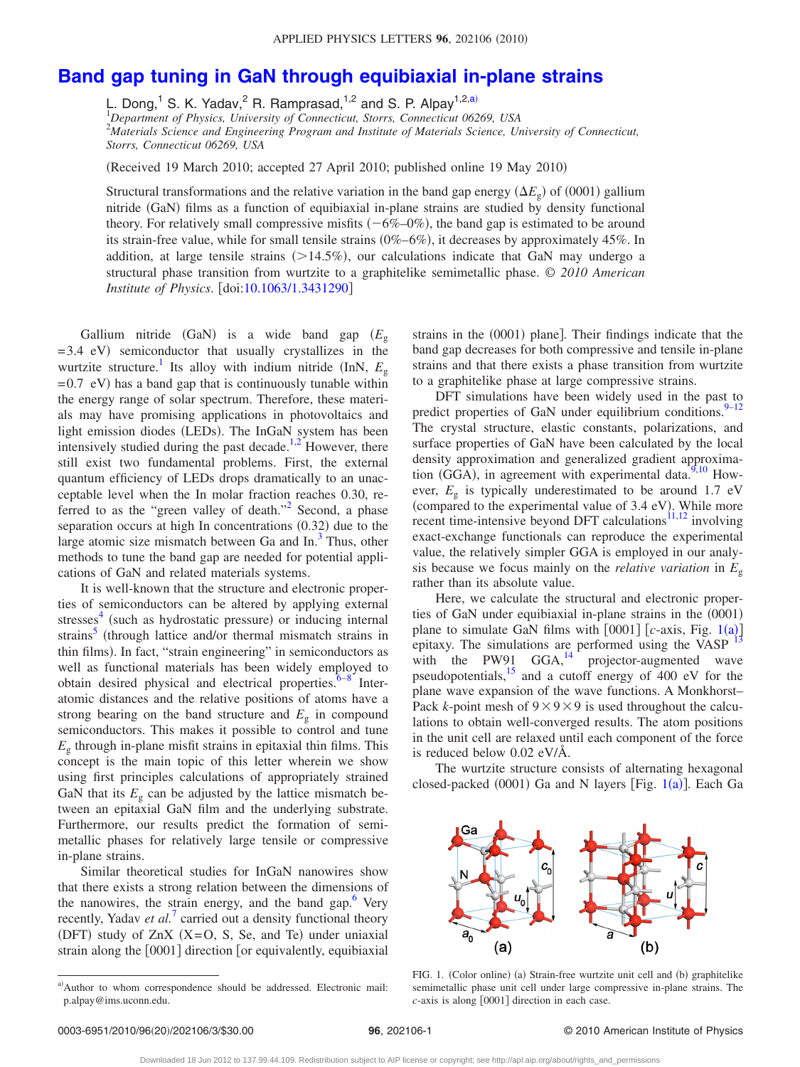# Band gap tuning in GaN through equibiaxial in-plane strains

L. Dong,[1] S. K. Yadav,[2] R. Ramprasad,[1,2] and S. P. Alpay[1,2,a)]

[1]*Department of Physics, University of Connecticut, Storrs, Connecticut 06269, USA*
[2]*Materials Science and Engineering Program and Institute of Materials Science, University of Connecticut, Storrs, Connecticut 06269, USA*

(Received 19 March 2010; accepted 27 April 2010; published online 19 May 2010)

Structural transformations and the relative variation in the band gap energy ($\Delta E_g$) of (0001) gallium nitride (GaN) films as a function of equibiaxial in-plane strains are studied by density functional theory. For relatively small compressive misfits (−6%–0%), the band gap is estimated to be around its strain-free value, while for small tensile strains (0%–6%), it decreases by approximately 45%. In addition, at large tensile strains (>14.5%), our calculations indicate that GaN may undergo a structural phase transition from wurtzite to a graphitelike semimetallic phase. © *2010 American Institute of Physics*. [doi:10.1063/1.3431290]

Gallium nitride (GaN) is a wide band gap ($E_g$ = 3.4 eV) semiconductor that usually crystallizes in the wurtzite structure.[1] Its alloy with indium nitride (InN, $E_g$ = 0.7 eV) has a band gap that is continuously tunable within the energy range of solar spectrum. Therefore, these materials may have promising applications in photovoltaics and light emission diodes (LEDs). The InGaN system has been intensively studied during the past decade.[1,2] However, there still exist two fundamental problems. First, the external quantum efficiency of LEDs drops dramatically to an unacceptable level when the In molar fraction reaches 0.30, referred to as the "green valley of death."[2] Second, a phase separation occurs at high In concentrations (0.32) due to the large atomic size mismatch between Ga and In.[3] Thus, other methods to tune the band gap are needed for potential applications of GaN and related materials systems.

It is well-known that the structure and electronic properties of semiconductors can be altered by applying external stresses[4] (such as hydrostatic pressure) or inducing internal strains[5] (through lattice and/or thermal mismatch strains in thin films). In fact, "strain engineering" in semiconductors as well as functional materials has been widely employed to obtain desired physical and electrical properties.[6–8] Interatomic distances and the relative positions of atoms have a strong bearing on the band structure and $E_g$ in compound semiconductors. This makes it possible to control and tune $E_g$ through in-plane misfit strains in epitaxial thin films. This concept is the main topic of this letter wherein we show using first principles calculations of appropriately strained GaN that its $E_g$ can be adjusted by the lattice mismatch between an epitaxial GaN film and the underlying substrate. Furthermore, our results predict the formation of semimetallic phases for relatively large tensile or compressive in-plane strains.

Similar theoretical studies for InGaN nanowires show that there exists a strong relation between the dimensions of the nanowires, the strain energy, and the band gap.[6] Very recently, Yadav *et al.*[7] carried out a density functional theory (DFT) study of ZnX (X=O, S, Se, and Te) under uniaxial strain along the [0001] direction [or equivalently, equibiaxial strains in the (0001) plane]. Their findings indicate that the band gap decreases for both compressive and tensile in-plane strains and that there exists a phase transition from wurtzite to a graphitelike phase at large compressive strains.

DFT simulations have been widely used in the past to predict properties of GaN under equilibrium conditions.[9–12] The crystal structure, elastic constants, polarizations, and surface properties of GaN have been calculated by the local density approximation and generalized gradient approximation (GGA), in agreement with experimental data.[9,10] However, $E_g$ is typically underestimated to be around 1.7 eV (compared to the experimental value of 3.4 eV). While more recent time-intensive beyond DFT calculations[11,12] involving exact-exchange functionals can reproduce the experimental value, the relatively simpler GGA is employed in our analysis because we focus mainly on the *relative variation* in $E_g$ rather than its absolute value.

Here, we calculate the structural and electronic properties of GaN under equibiaxial in-plane strains in the (0001) plane to simulate GaN films with [0001] [*c*-axis, Fig. 1(a)] epitaxy. The simulations are performed using the VASP[13] with the PW91 GGA,[14] projector-augmented wave pseudopotentials,[15] and a cutoff energy of 400 eV for the plane wave expansion of the wave functions. A Monkhorst–Pack *k*-point mesh of 9×9×9 is used throughout the calculations to obtain well-converged results. The atom positions in the unit cell are relaxed until each component of the force is reduced below 0.02 eV/Å.

The wurtzite structure consists of alternating hexagonal closed-packed (0001) Ga and N layers [Fig. 1(a)]. Each Ga

FIG. 1. (Color online) (a) Strain-free wurtzite unit cell and (b) graphitelike semimetallic phase unit cell under large compressive in-plane strains. The *c*-axis is along [0001] direction in each case.

a)Author to whom correspondence should be addressed. Electronic mail: p.alpay@ims.uconn.edu.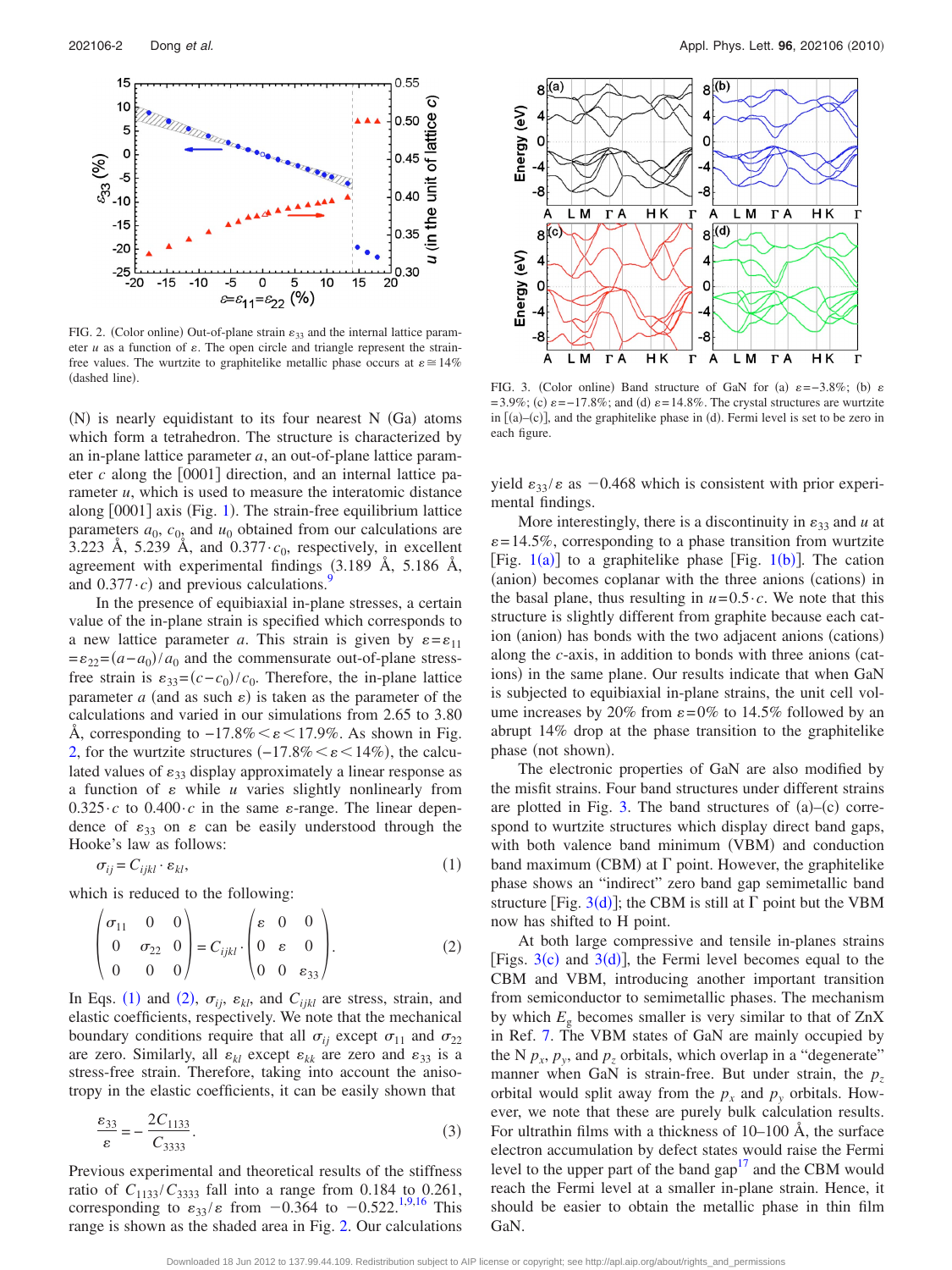FIG. 2. (Color online) Out-of-plane strain $\varepsilon_{33}$ and the internal lattice parameter $u$ as a function of $\varepsilon$. The open circle and triangle represent the strain-free values. The wurtzite to graphitelike metallic phase occurs at $\varepsilon \cong 14\%$ (dashed line).

(N) is nearly equidistant to its four nearest N (Ga) atoms which form a tetrahedron. The structure is characterized by an in-plane lattice parameter $a$, an out-of-plane lattice parameter $c$ along the [0001] direction, and an internal lattice parameter $u$, which is used to measure the interatomic distance along [0001] axis (Fig. 1). The strain-free equilibrium lattice parameters $a_0$, $c_0$, and $u_0$ obtained from our calculations are 3.223 Å, 5.239 Å, and $0.377 \cdot c_0$, respectively, in excellent agreement with experimental findings (3.189 Å, 5.186 Å, and $0.377 \cdot c$) and previous calculations.[9]

In the presence of equibiaxial in-plane stresses, a certain value of the in-plane strain is specified which corresponds to a new lattice parameter $a$. This strain is given by $\varepsilon = \varepsilon_{11} = \varepsilon_{22} = (a - a_0)/a_0$ and the commensurate out-of-plane stress-free strain is $\varepsilon_{33} = (c - c_0)/c_0$. Therefore, the in-plane lattice parameter $a$ (and as such $\varepsilon$) is taken as the parameter of the calculations and varied in our simulations from 2.65 to 3.80 Å, corresponding to $-17.8\% < \varepsilon < 17.9\%$. As shown in Fig. 2, for the wurtzite structures ($-17.8\% < \varepsilon < 14\%$), the calculated values of $\varepsilon_{33}$ display approximately a linear response as a function of $\varepsilon$ while $u$ varies slightly nonlinearly from $0.325 \cdot c$ to $0.400 \cdot c$ in the same $\varepsilon$-range. The linear dependence of $\varepsilon_{33}$ on $\varepsilon$ can be easily understood through the Hooke's law as follows:

$$\sigma_{ij} = C_{ijkl} \cdot \varepsilon_{kl}, \tag{1}$$

which is reduced to the following:

$$\begin{pmatrix} \sigma_{11} & 0 & 0 \\ 0 & \sigma_{22} & 0 \\ 0 & 0 & 0 \end{pmatrix} = C_{ijkl} \cdot \begin{pmatrix} \varepsilon & 0 & 0 \\ 0 & \varepsilon & 0 \\ 0 & 0 & \varepsilon_{33} \end{pmatrix}. \tag{2}$$

In Eqs. (1) and (2), $\sigma_{ij}$, $\varepsilon_{kl}$, and $C_{ijkl}$ are stress, strain, and elastic coefficients, respectively. We note that the mechanical boundary conditions require that all $\sigma_{ij}$ except $\sigma_{11}$ and $\sigma_{22}$ are zero. Similarly, all $\varepsilon_{kl}$ except $\varepsilon_{kk}$ are zero and $\varepsilon_{33}$ is a stress-free strain. Therefore, taking into account the anisotropy in the elastic coefficients, it can be easily shown that

$$\frac{\varepsilon_{33}}{\varepsilon} = -\frac{2C_{1133}}{C_{3333}}. \tag{3}$$

Previous experimental and theoretical results of the stiffness ratio of $C_{1133}/C_{3333}$ fall into a range from 0.184 to 0.261, corresponding to $\varepsilon_{33}/\varepsilon$ from $-0.364$ to $-0.522$.[1,9,16] This range is shown as the shaded area in Fig. 2. Our calculations yield $\varepsilon_{33}/\varepsilon$ as $-0.468$ which is consistent with prior experimental findings.

FIG. 3. (Color online) Band structure of GaN for (a) $\varepsilon = -3.8\%$; (b) $\varepsilon = 3.9\%$; (c) $\varepsilon = -17.8\%$; and (d) $\varepsilon = 14.8\%$. The crystal structures are wurtzite in [(a)–(c)], and the graphitelike phase in (d). Fermi level is set to be zero in each figure.

More interestingly, there is a discontinuity in $\varepsilon_{33}$ and $u$ at $\varepsilon = 14.5\%$, corresponding to a phase transition from wurtzite [Fig. 1(a)] to a graphitelike phase [Fig. 1(b)]. The cation (anion) becomes coplanar with the three anions (cations) in the basal plane, thus resulting in $u = 0.5 \cdot c$. We note that this structure is slightly different from graphite because each cation (anion) has bonds with the two adjacent anions (cations) along the $c$-axis, in addition to bonds with three anions (cations) in the same plane. Our results indicate that when GaN is subjected to equibiaxial in-plane strains, the unit cell volume increases by 20% from $\varepsilon = 0\%$ to 14.5% followed by an abrupt 14% drop at the phase transition to the graphitelike phase (not shown).

The electronic properties of GaN are also modified by the misfit strains. Four band structures under different strains are plotted in Fig. 3. The band structures of (a)–(c) correspond to wurtzite structures which display direct band gaps, with both valence band minimum (VBM) and conduction band maximum (CBM) at Γ point. However, the graphitelike phase shows an "indirect" zero band gap semimetallic band structure [Fig. 3(d)]; the CBM is still at Γ point but the VBM now has shifted to H point.

At both large compressive and tensile in-planes strains [Figs. 3(c) and 3(d)], the Fermi level becomes equal to the CBM and VBM, introducing another important transition from semiconductor to semimetallic phases. The mechanism by which $E_g$ becomes smaller is very similar to that of ZnX in Ref. 7. The VBM states of GaN are mainly occupied by the N $p_x$, $p_y$, and $p_z$ orbitals, which overlap in a "degenerate" manner when GaN is strain-free. But under strain, the $p_z$ orbital would split away from the $p_x$ and $p_y$ orbitals. However, we note that these are purely bulk calculation results. For ultrathin films with a thickness of 10–100 Å, the surface electron accumulation by defect states would raise the Fermi level to the upper part of the band gap[17] and the CBM would reach the Fermi level at a smaller in-plane strain. Hence, it should be easier to obtain the metallic phase in thin film GaN.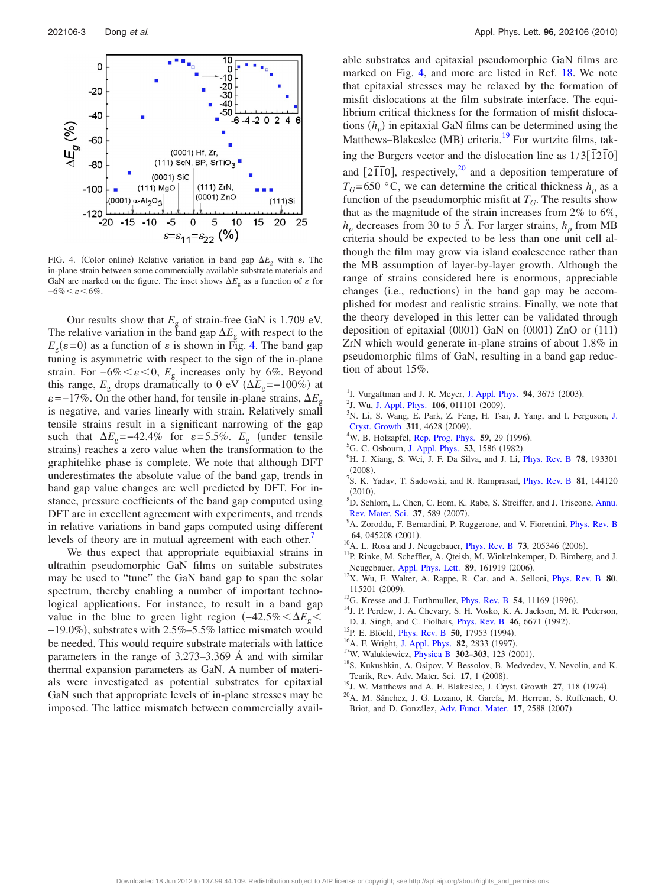0
-20
-40
-60
-80
-100
-120
$\Delta E_g$ (%)
-20 -15 -10 -5 0 5 10 15 20 25
$\varepsilon=\varepsilon_{11}=\varepsilon_{22}$ (%)
(0001) Hf, Zr,
(111) ScN, BP, $SrTiO_3$
(0001) SiC
(111) MgO
(0001) $\alpha$-$Al_2O_3$
(111) ZrN,
(0001) ZnO
(111)Si
10
0
-10
-20
-30
-40
-50
-6 -4 -2 0 2 4 6

FIG. 4. (Color online) Relative variation in band gap $\Delta E_g$ with $\varepsilon$. The in-plane strain between some commercially available substrate materials and GaN are marked on the figure. The inset shows $\Delta E_g$ as a function of $\varepsilon$ for $-6\% < \varepsilon < 6\%$.

Our results show that $E_g$ of strain-free GaN is 1.709 eV. The relative variation in the band gap $\Delta E_g$ with respect to the $E_g(\varepsilon=0)$ as a function of $\varepsilon$ is shown in Fig. 4. The band gap tuning is asymmetric with respect to the sign of the in-plane strain. For $-6\% < \varepsilon < 0$, $E_g$ increases only by 6%. Beyond this range, $E_g$ drops dramatically to 0 eV ($\Delta E_g = -100\%$) at $\varepsilon = -17\%$. On the other hand, for tensile in-plane strains, $\Delta E_g$ is negative, and varies linearly with strain. Relatively small tensile strains result in a significant narrowing of the gap such that $\Delta E_g = -42.4\%$ for $\varepsilon = 5.5\%$. $E_g$ (under tensile strains) reaches a zero value when the transformation to the graphitelike phase is complete. We note that although DFT underestimates the absolute value of the band gap, trends in band gap value changes are well predicted by DFT. For instance, pressure coefficients of the band gap computed using DFT are in excellent agreement with experiments, and trends in relative variations in band gaps computed using different levels of theory are in mutual agreement with each other.[7]

We thus expect that appropriate equibiaxial strains in ultrathin pseudomorphic GaN films on suitable substrates may be used to "tune" the GaN band gap to span the solar spectrum, thereby enabling a number of important technological applications. For instance, to result in a band gap value in the blue to green light region ($-42.5\% < \Delta E_g < -19.0\%$), substrates with 2.5%–5.5% lattice mismatch would be needed. This would require substrate materials with lattice parameters in the range of 3.273–3.369 Å and with similar thermal expansion parameters as GaN. A number of materials were investigated as potential substrates for epitaxial GaN such that appropriate levels of in-plane stresses may be imposed. The lattice mismatch between commercially available substrates and epitaxial pseudomorphic GaN films are marked on Fig. 4, and more are listed in Ref. 18. We note that epitaxial stresses may be relaxed by the formation of misfit dislocations at the film substrate interface. The equilibrium critical thickness for the formation of misfit dislocations ($h_\rho$) in epitaxial GaN films can be determined using the Matthews–Blakeslee (MB) criteria.[19] For wurtzite films, taking the Burgers vector and the dislocation line as $1/3[\bar{1}2\bar{1}0]$ and $[2\bar{1}\bar{1}0]$, respectively,[20] and a deposition temperature of $T_G = 650\ ^\circ$C, we can determine the critical thickness $h_\rho$ as a function of the pseudomorphic misfit at $T_G$. The results show that as the magnitude of the strain increases from 2% to 6%, $h_\rho$ decreases from 30 to 5 Å. For larger strains, $h_\rho$ from MB criteria should be expected to be less than one unit cell although the film may grow via island coalescence rather than the MB assumption of layer-by-layer growth. Although the range of strains considered here is enormous, appreciable changes (i.e., reductions) in the band gap may be accomplished for modest and realistic strains. Finally, we note that the theory developed in this letter can be validated through deposition of epitaxial (0001) GaN on (0001) ZnO or (111) ZrN which would generate in-plane strains of about 1.8% in pseudomorphic films of GaN, resulting in a band gap reduction of about 15%.

[1] I. Vurgaftman and J. R. Meyer, J. Appl. Phys. **94**, 3675 (2003).
[2] J. Wu, J. Appl. Phys. **106**, 011101 (2009).
[3] N. Li, S. Wang, E. Park, Z. Feng, H. Tsai, J. Yang, and I. Ferguson, J. Cryst. Growth **311**, 4628 (2009).
[4] W. B. Holzapfel, Rep. Prog. Phys. **59**, 29 (1996).
[5] G. C. Osbourn, J. Appl. Phys. **53**, 1586 (1982).
[6] H. J. Xiang, S. Wei, J. F. Da Silva, and J. Li, Phys. Rev. B **78**, 193301 (2008).
[7] S. K. Yadav, T. Sadowski, and R. Ramprasad, Phys. Rev. B **81**, 144120 (2010).
[8] D. Schlom, L. Chen, C. Eom, K. Rabe, S. Streiffer, and J. Triscone, Annu. Rev. Mater. Sci. **37**, 589 (2007).
[9] A. Zoroddu, F. Bernardini, P. Ruggerone, and V. Fiorentini, Phys. Rev. B **64**, 045208 (2001).
[10] A. L. Rosa and J. Neugebauer, Phys. Rev. B **73**, 205346 (2006).
[11] P. Rinke, M. Scheffler, A. Qteish, M. Winkelnkemper, D. Bimberg, and J. Neugebauer, Appl. Phys. Lett. **89**, 161919 (2006).
[12] X. Wu, E. Walter, A. Rappe, R. Car, and A. Selloni, Phys. Rev. B **80**, 115201 (2009).
[13] G. Kresse and J. Furthmuller, Phys. Rev. B **54**, 11169 (1996).
[14] J. P. Perdew, J. A. Chevary, S. H. Vosko, K. A. Jackson, M. R. Pederson, D. J. Singh, and C. Fiolhais, Phys. Rev. B **46**, 6671 (1992).
[15] P. E. Blöchl, Phys. Rev. B **50**, 17953 (1994).
[16] A. F. Wright, J. Appl. Phys. **82**, 2833 (1997).
[17] W. Walukiewicz, Physica B **302–303**, 123 (2001).
[18] S. Kukushkin, A. Osipov, V. Bessolov, B. Medvedev, V. Nevolin, and K. Tcarik, Rev. Adv. Mater. Sci. **17**, 1 (2008).
[19] J. W. Matthews and A. E. Blakeslee, J. Cryst. Growth **27**, 118 (1974).
[20] A. M. Sánchez, J. G. Lozano, R. García, M. Herrear, S. Ruffenach, O. Briot, and D. González, Adv. Funct. Mater. **17**, 2588 (2007).